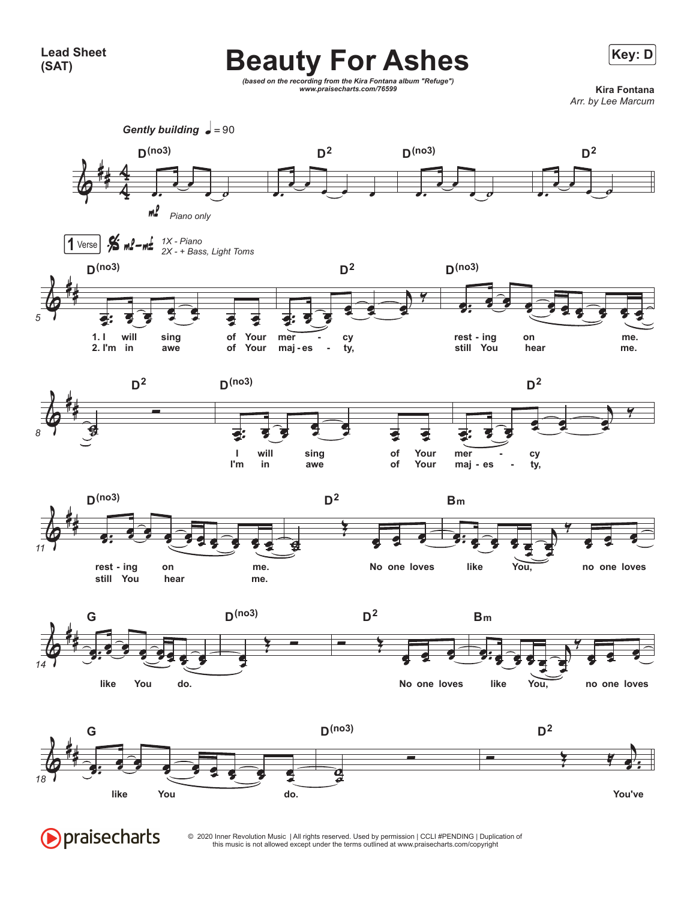Lead Sheet
(SAT)

# Beauty For Ashes

**Key: D**

*(based on the recording from the Kira Fontana album "Refuge")*
*www.praisecharts.com/76599*

**Kira Fontana**
*Arr. by Lee Marcum*

*Gently building* ♩ = 90

D(no3) D2 D(no3) D2

mf *Piano only*

**1** Verse 𝄋 mf–mf *1X - Piano*
*2X - + Bass, Light Toms*

D(no3) D2 D(no3)

1. I will sing of Your mer - cy rest - ing on me.
2. I'm in awe of Your maj - es - ty, still You hear me.

D2 D(no3) D2

I will sing of Your mer - cy
I'm in awe of Your maj - es - ty,

D(no3) D2 Bm

rest - ing on me. No one loves like You, no one loves
still You hear me.

G D(no3) D2 Bm

like You do. No one loves like You, no one loves

G D(no3) D2

like You do. You've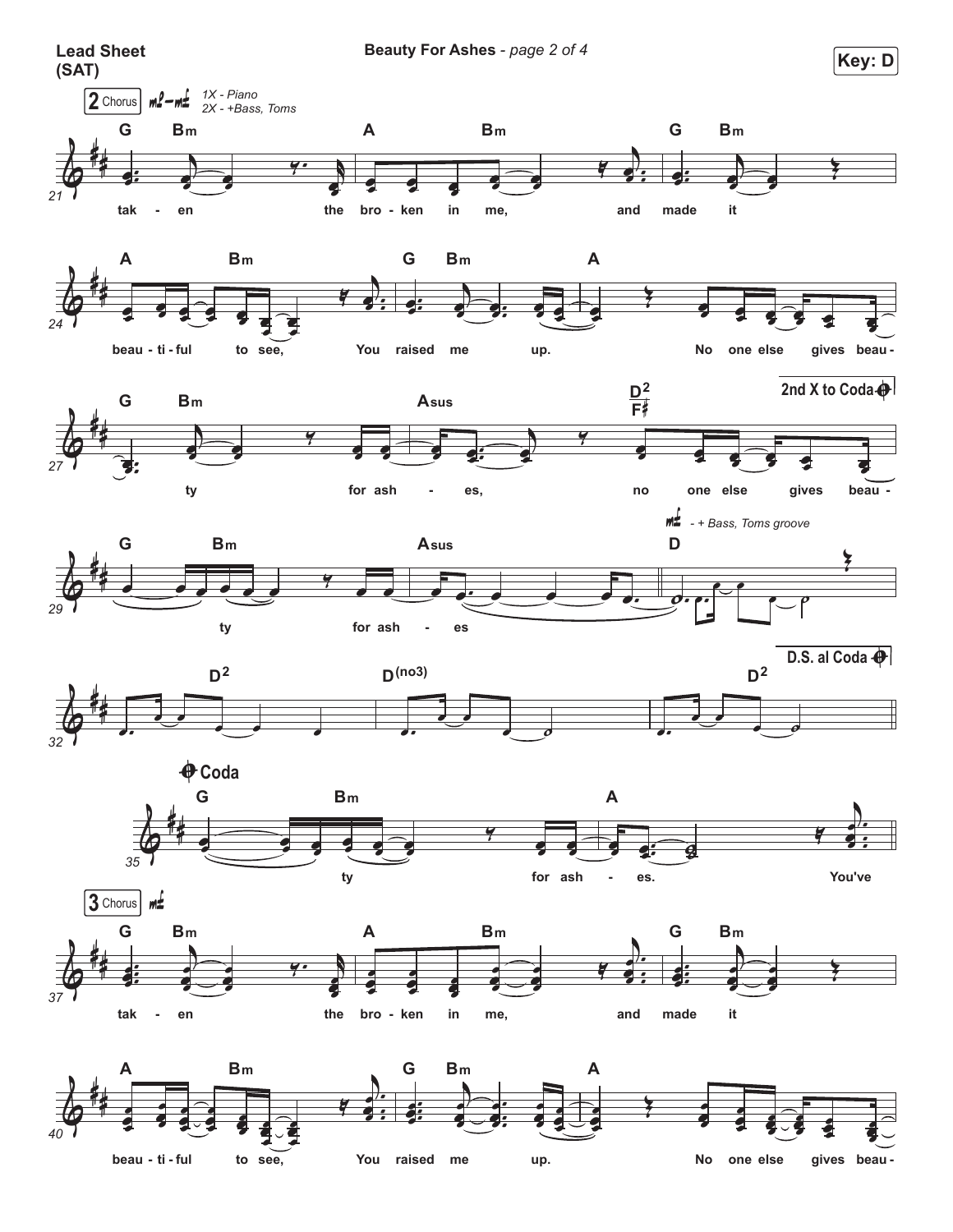**Lead Sheet (SAT)**

**Beauty For Ashes** - *page 2 of 4*

**Key: D**

**2 Chorus** *mp – mf* *1X - Piano, 2X - +Bass, Toms*

(21) G Bm — A — Bm — G Bm
tak - en the bro - ken in me, and made it

(24) A — Bm — G Bm — A
beau - ti - ful to see, You raised me up. No one else gives beau -

(27) G Bm — Asus — D2/F#
ty for ash - es, no one else gives beau -

**2nd X to Coda**

(29) G Bm — Asus — D
ty for ash - es

*mf - + Bass, Toms groove*

(32) D2 — D(no3) — D2

**D.S. al Coda**

**Coda**

(35) G Bm — A
ty for ash - es. You've

**3 Chorus** *mf*

(37) G Bm — A — Bm — G Bm
tak - en the bro - ken in me, and made it

(40) A — Bm — G Bm — A
beau - ti - ful to see, You raised me up. No one else gives beau -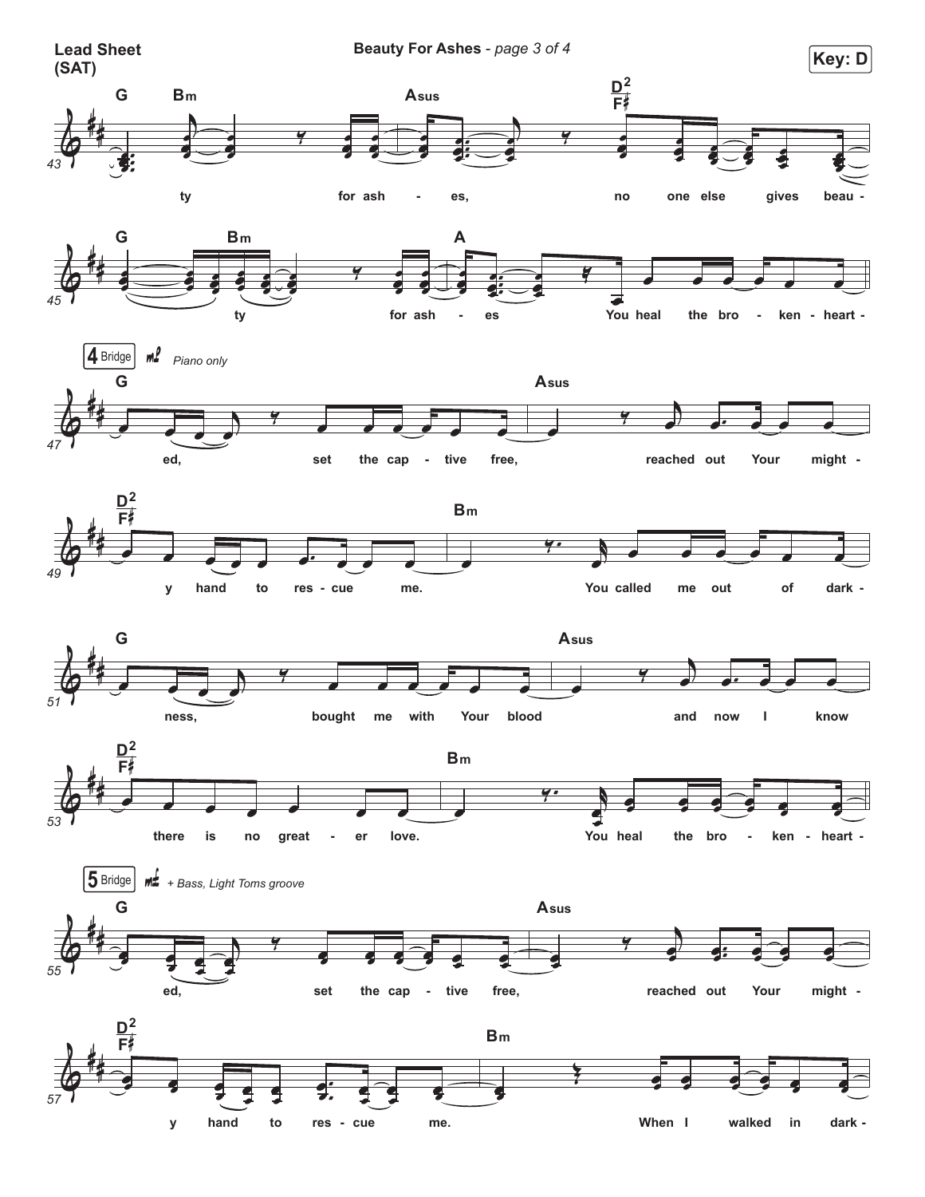Lead Sheet (SAT)

Key: D

43
G Bm Asus D2/F♯

ty for ash - es, no one else gives beau -

45
G Bm A

ty for ash - es You heal the bro - ken - heart -

**4 Bridge** *mf* *Piano only*

47
G Asus

ed, set the cap - tive free, reached out Your might -

49
D2/F♯ Bm

y hand to res - cue me. You called me out of dark -

51
G Asus

ness, bought me with Your blood and now I know

53
D2/F♯ Bm

there is no great - er love. You heal the bro - ken - heart -

**5 Bridge** *mf* *+ Bass, Light Toms groove*

55
G Asus

ed, set the cap - tive free, reached out Your might -

57
D2/F♯ Bm

y hand to res - cue me. When I walked in dark -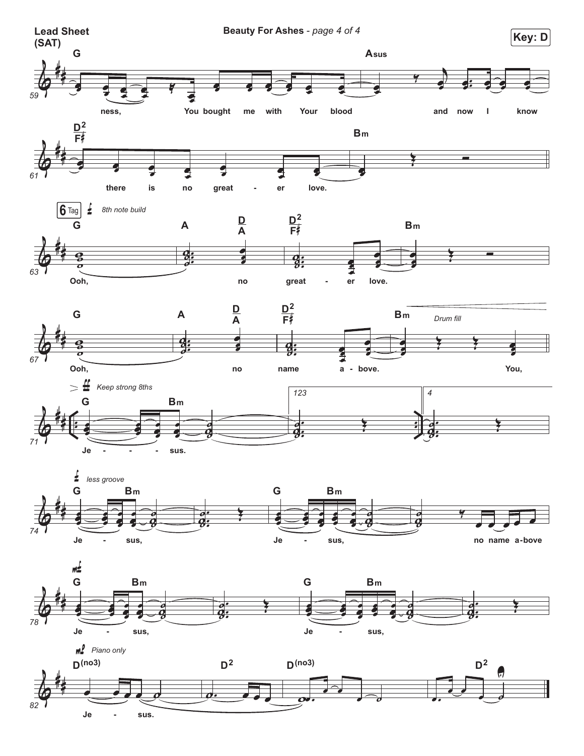Lead Sheet (SAT)

Key: D

59
G — Asus
ness, You bought me with Your blood and now I know

61
D2/F# — Bm
there is no great - er love.

6 Tag — *8th note build*

63
G — A — D/A — D2/F# — Bm
Ooh, no great - er love.

67
G — A — D/A — D2/F# — Bm — *Drum fill*
Ooh, no name a - bove. You,

71
*f* *Keep strong 8ths*
G — Bm — 123 — 4
Je - - - sus.

74
*less groove*
G — Bm — G — Bm
Je - sus, Je - sus, no name a-bove

78
*mf*
G — Bm — G — Bm
Je - sus, Je - sus,

82
*mp* *Piano only*
D(no3) — D2 — D(no3) — D2
Je - sus.